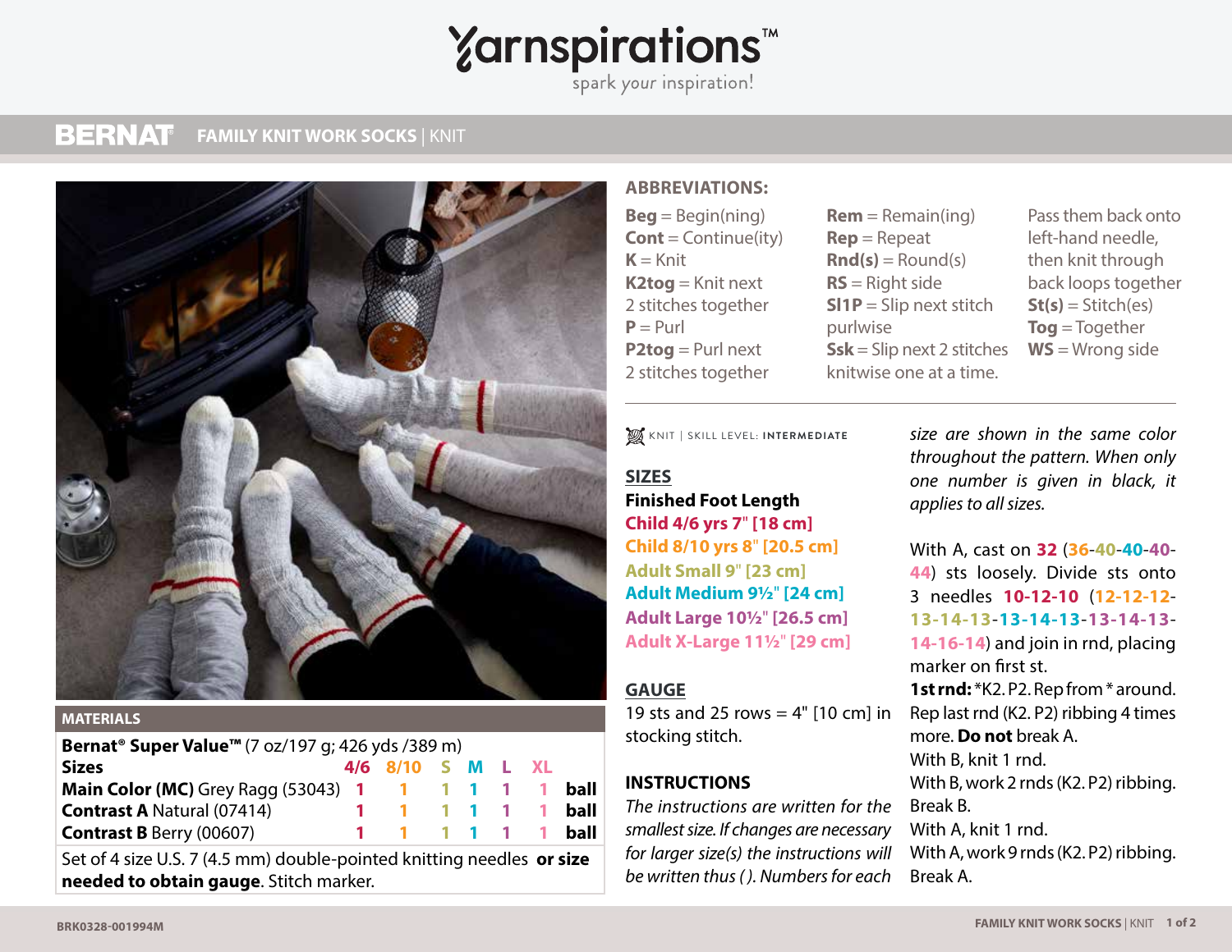Yarnspirations™

spark your inspiration!

# BERNAT FAMILY KNIT WORK SOCKS | KNIT

## MATERIALS

**Bernat® Super Value™** (7 oz/197 g; 426 yds /389 m)

| Sizes | 4/6 | 8/10 | S | M | L | XL | |
|---|---|---|---|---|---|---|---|
| **Main Color (MC)** Grey Ragg (53043) | 1 | 1 | 1 | 1 | 1 | 1 | ball |
| **Contrast A** Natural (07414) | 1 | 1 | 1 | 1 | 1 | 1 | ball |
| **Contrast B** Berry (00607) | 1 | 1 | 1 | 1 | 1 | 1 | ball |

Set of 4 size U.S. 7 (4.5 mm) double-pointed knitting needles **or size needed to obtain gauge**. Stitch marker.

## ABBREVIATIONS:

**Beg** = Begin(ning)
**Cont** = Continue(ity)
**K** = Knit
**K2tog** = Knit next 2 stitches together
**P** = Purl
**P2tog** = Purl next 2 stitches together
**Rem** = Remain(ing)
**Rep** = Repeat
**Rnd(s)** = Round(s)
**RS** = Right side
**Sl1P** = Slip next stitch purlwise
**Ssk** = Slip next 2 stitches knitwise one at a time. Pass them back onto left-hand needle, then knit through back loops together
**St(s)** = Stitch(es)
**Tog** = Together
**WS** = Wrong side

KNIT | SKILL LEVEL: **INTERMEDIATE**

## SIZES

**Finished Foot Length**

**Child 4/6 yrs 7" [18 cm]**
**Child 8/10 yrs 8" [20.5 cm]**
**Adult Small 9" [23 cm]**
**Adult Medium 9½" [24 cm]**
**Adult Large 10½" [26.5 cm]**
**Adult X-Large 11½" [29 cm]**

## GAUGE

19 sts and 25 rows = 4" [10 cm] in stocking stitch.

## INSTRUCTIONS

*The instructions are written for the smallest size. If changes are necessary for larger size(s) the instructions will be written thus ( ). Numbers for each size are shown in the same color throughout the pattern. When only one number is given in black, it applies to all sizes.*

With A, cast on **32** (**36**-**40**-**40**-**40**-**44**) sts loosely. Divide sts onto 3 needles **10-12-10** (**12-12-12**-**13-14-13**-**13-14-13**-**13-14-13**-**14-16-14**) and join in rnd, placing marker on first st.

**1st rnd:** *K2. P2. Rep from * around.
Rep last rnd (K2. P2) ribbing 4 times more. **Do not** break A.
With B, knit 1 rnd.
With B, work 2 rnds (K2. P2) ribbing. Break B.
With A, knit 1 rnd.
With A, work 9 rnds (K2. P2) ribbing. Break A.

BRK0328-001994M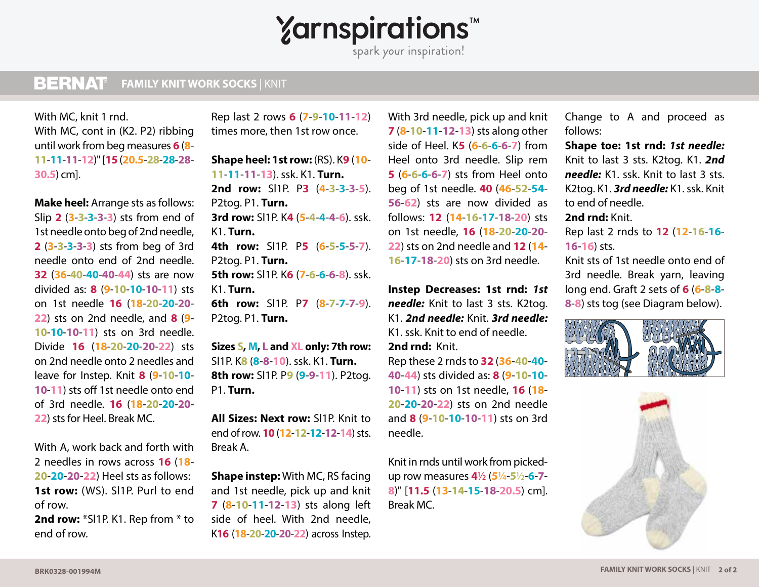With MC, knit 1 rnd.

With MC, cont in (K2. P2) ribbing until work from beg measures 6 (8-11-11-11-12)" [15 (20.5-28-28-28-30.5) cm].

**Make heel:** Arrange sts as follows: Slip 2 (3-3-3-3-3) sts from end of 1st needle onto beg of 2nd needle, 2 (3-3-3-3-3) sts from beg of 3rd needle onto end of 2nd needle. 32 (36-40-40-40-44) sts are now divided as: 8 (9-10-10-10-11) sts on 1st needle 16 (18-20-20-20-22) sts on 2nd needle, and 8 (9-10-10-10-11) sts on 3rd needle. Divide 16 (18-20-20-20-22) sts on 2nd needle onto 2 needles and leave for Instep. Knit 8 (9-10-10-10-11) sts off 1st needle onto end of 3rd needle. 16 (18-20-20-20-22) sts for Heel. Break MC.

With A, work back and forth with 2 needles in rows across 16 (18-20-20-20-22) Heel sts as follows:

**1st row:** (WS). Sl1P. Purl to end of row.

**2nd row:** *Sl1P. K1. Rep from * to end of row.

Rep last 2 rows 6 (7-9-10-11-12) times more, then 1st row once.

**Shape heel: 1st row:** (RS). K9 (10-11-11-11-13). ssk. K1. **Turn.**

**2nd row:** Sl1P. P3 (4-3-3-3-5). P2tog. P1. **Turn.**

**3rd row:** Sl1P. K4 (5-4-4-4-6). ssk. K1. **Turn.**

**4th row:** Sl1P. P5 (6-5-5-5-7). P2tog. P1. **Turn.**

**5th row:** Sl1P. K6 (7-6-6-6-8). ssk. K1. **Turn.**

**6th row:** Sl1P. P7 (8-7-7-7-9). P2tog. P1. **Turn.**

**Sizes S, M, L and XL only: 7th row:** Sl1P. K8 (8-8-10). ssk. K1. **Turn.**

**8th row:** Sl1P. P9 (9-9-11). P2tog. P1. **Turn.**

**All Sizes: Next row:** Sl1P. Knit to end of row. 10 (12-12-12-12-14) sts. Break A.

**Shape instep:** With MC, RS facing and 1st needle, pick up and knit 7 (8-10-11-12-13) sts along left side of heel. With 2nd needle, K16 (18-20-20-20-22) across Instep. With 3rd needle, pick up and knit 7 (8-10-11-12-13) sts along other side of Heel. K5 (6-6-6-6-7) from Heel onto 3rd needle. Slip rem 5 (6-6-6-6-7) sts from Heel onto beg of 1st needle. 40 (46-52-54-56-62) sts are now divided as follows: 12 (14-16-17-18-20) sts on 1st needle, 16 (18-20-20-20-22) sts on 2nd needle and 12 (14-16-17-18-20) sts on 3rd needle.

**Instep Decreases: 1st rnd:** ***1st needle:*** Knit to last 3 sts. K2tog. K1. ***2nd needle:*** Knit. ***3rd needle:*** K1. ssk. Knit to end of needle.

**2nd rnd:** Knit.

Rep these 2 rnds to 32 (36-40-40-40-44) sts divided as: 8 (9-10-10-10-11) sts on 1st needle, 16 (18-20-20-20-22) sts on 2nd needle and 8 (9-10-10-10-11) sts on 3rd needle.

Knit in rnds until work from picked-up row measures 4½ (5¼-5½-6-7-8)" [11.5 (13-14-15-18-20.5) cm]. Break MC.

Change to A and proceed as follows:

**Shape toe: 1st rnd:** ***1st needle:*** Knit to last 3 sts. K2tog. K1. ***2nd needle:*** K1. ssk. Knit to last 3 sts. K2tog. K1. ***3rd needle:*** K1. ssk. Knit to end of needle.

**2nd rnd:** Knit.

Rep last 2 rnds to 12 (12-16-16-16-16) sts.

Knit sts of 1st needle onto end of 3rd needle. Break yarn, leaving long end. Graft 2 sets of 6 (6-8-8-8-8) sts tog (see Diagram below).

BRK0328-001994M